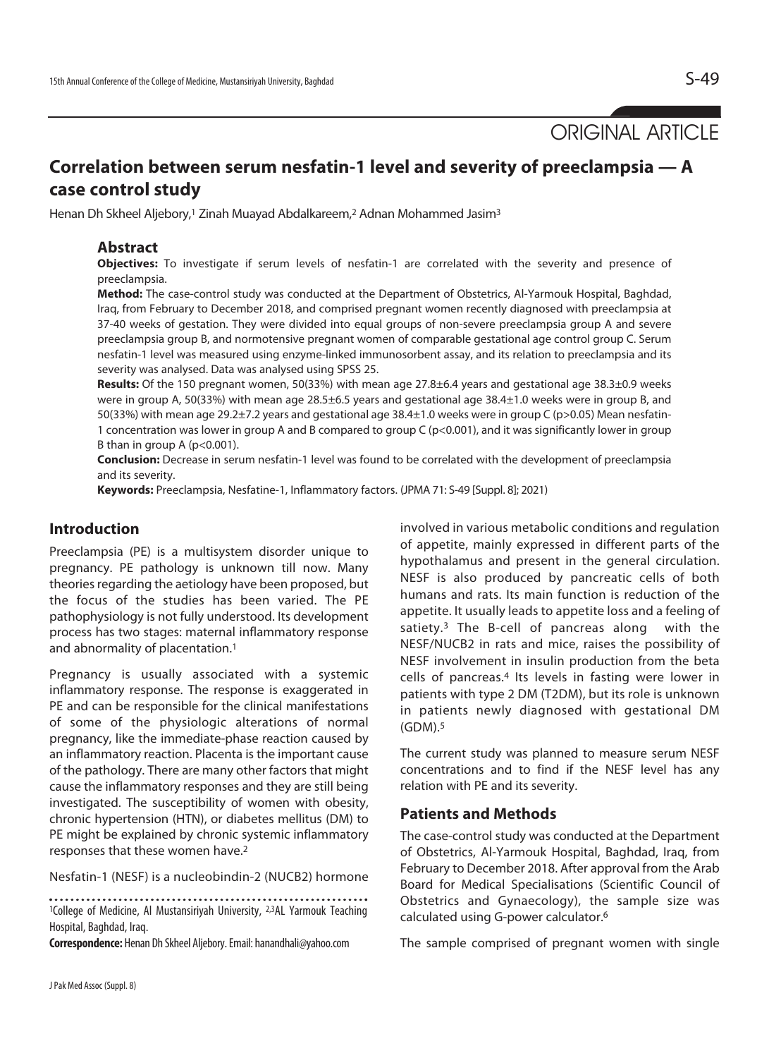ORIGINAL ARTICLE

# Correlation between serum nesfatin-1 level and severity of preeclampsia — A case control study

Henan Dh Skheel Aljebory,[1] Zinah Muayad Abdalkareem,[2] Adnan Mohammed Jasim[3]

## Abstract

**Objectives:** To investigate if serum levels of nesfatin-1 are correlated with the severity and presence of preeclampsia.

**Method:** The case-control study was conducted at the Department of Obstetrics, Al-Yarmouk Hospital, Baghdad, Iraq, from February to December 2018, and comprised pregnant women recently diagnosed with preeclampsia at 37-40 weeks of gestation. They were divided into equal groups of non-severe preeclampsia group A and severe preeclampsia group B, and normotensive pregnant women of comparable gestational age control group C. Serum nesfatin-1 level was measured using enzyme-linked immunosorbent assay, and its relation to preeclampsia and its severity was analysed. Data was analysed using SPSS 25.

**Results:** Of the 150 pregnant women, 50(33%) with mean age 27.8±6.4 years and gestational age 38.3±0.9 weeks were in group A, 50(33%) with mean age 28.5±6.5 years and gestational age 38.4±1.0 weeks were in group B, and 50(33%) with mean age 29.2±7.2 years and gestational age 38.4±1.0 weeks were in group C (p>0.05) Mean nesfatin-1 concentration was lower in group A and B compared to group C (p<0.001), and it was significantly lower in group B than in group A (p<0.001).

**Conclusion:** Decrease in serum nesfatin-1 level was found to be correlated with the development of preeclampsia and its severity.

**Keywords:** Preeclampsia, Nesfatine-1, Inflammatory factors. (JPMA 71: S-49 [Suppl. 8]; 2021)

## Introduction

Preeclampsia (PE) is a multisystem disorder unique to pregnancy. PE pathology is unknown till now. Many theories regarding the aetiology have been proposed, but the focus of the studies has been varied. The PE pathophysiology is not fully understood. Its development process has two stages: maternal inflammatory response and abnormality of placentation.[1]

Pregnancy is usually associated with a systemic inflammatory response. The response is exaggerated in PE and can be responsible for the clinical manifestations of some of the physiologic alterations of normal pregnancy, like the immediate-phase reaction caused by an inflammatory reaction. Placenta is the important cause of the pathology. There are many other factors that might cause the inflammatory responses and they are still being investigated. The susceptibility of women with obesity, chronic hypertension (HTN), or diabetes mellitus (DM) to PE might be explained by chronic systemic inflammatory responses that these women have.[2]

Nesfatin-1 (NESF) is a nucleobindin-2 (NUCB2) hormone involved in various metabolic conditions and regulation of appetite, mainly expressed in different parts of the hypothalamus and present in the general circulation. NESF is also produced by pancreatic cells of both humans and rats. Its main function is reduction of the appetite. It usually leads to appetite loss and a feeling of satiety.[3] The B-cell of pancreas along with the NESF/NUCB2 in rats and mice, raises the possibility of NESF involvement in insulin production from the beta cells of pancreas.[4] Its levels in fasting were lower in patients with type 2 DM (T2DM), but its role is unknown in patients newly diagnosed with gestational DM (GDM).[5]

The current study was planned to measure serum NESF concentrations and to find if the NESF level has any relation with PE and its severity.

## Patients and Methods

The case-control study was conducted at the Department of Obstetrics, Al-Yarmouk Hospital, Baghdad, from February to December 2018. After approval from the Arab Board for Medical Specialisations (Scientific Council of Obstetrics and Gynaecology), the sample size was calculated using G-power calculator.[6]

The sample comprised of pregnant women with single

[1]College of Medicine, Al Mustansiriyah University, [2,3]AL Yarmouk Teaching Hospital, Baghdad, Iraq.

**Correspondence:** Henan Dh Skheel Aljebory. Email: hanandhali@yahoo.com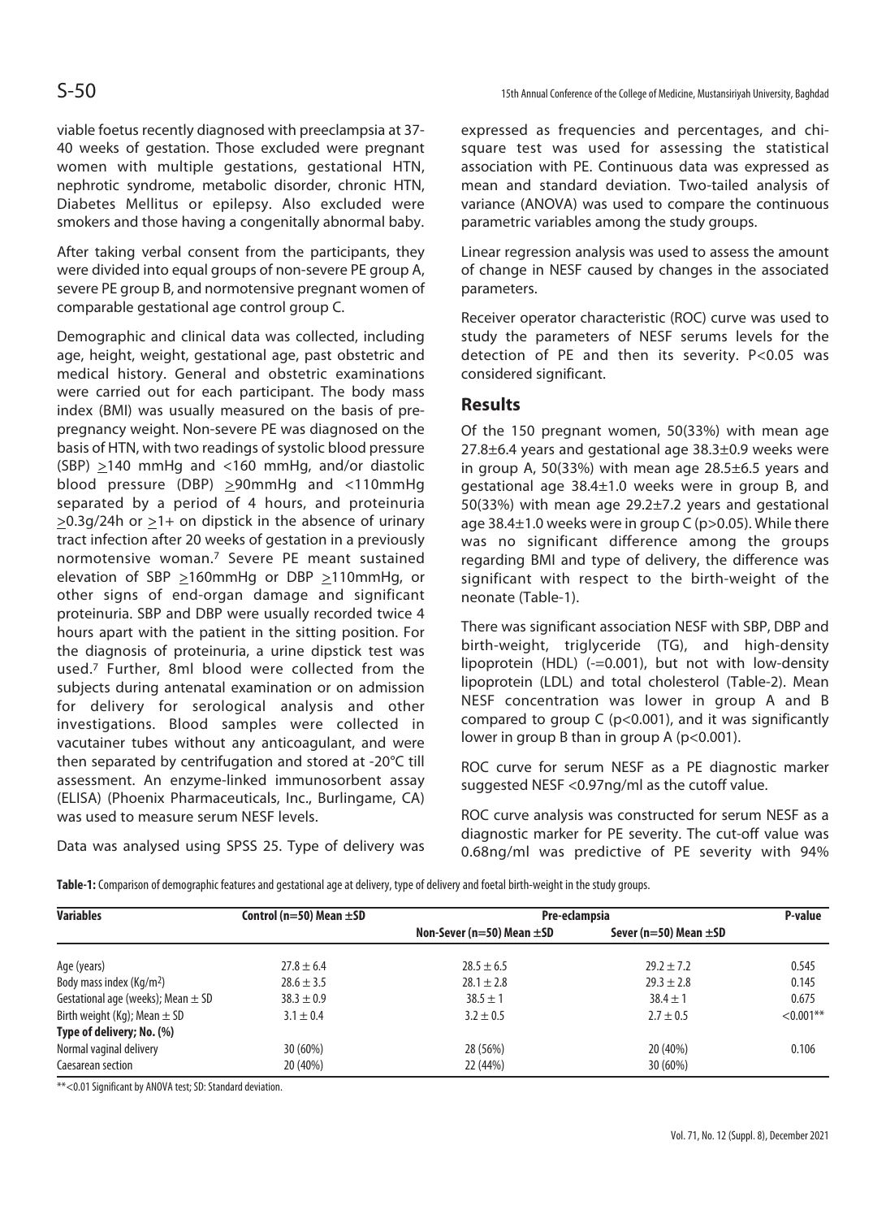viable foetus recently diagnosed with preeclampsia at 37-40 weeks of gestation. Those excluded were pregnant women with multiple gestations, gestational HTN, nephrotic syndrome, metabolic disorder, chronic HTN, Diabetes Mellitus or epilepsy. Also excluded were smokers and those having a congenitally abnormal baby.

After taking verbal consent from the participants, they were divided into equal groups of non-severe PE group A, severe PE group B, and normotensive pregnant women of comparable gestational age control group C.

Demographic and clinical data was collected, including age, height, weight, gestational age, past obstetric and medical history. General and obstetric examinations were carried out for each participant. The body mass index (BMI) was usually measured on the basis of pre-pregnancy weight. Non-severe PE was diagnosed on the basis of HTN, with two readings of systolic blood pressure (SBP) $\geq$140 mmHg and <160 mmHg, and/or diastolic blood pressure (DBP) $\geq$90mmHg and <110mmHg separated by a period of 4 hours, and proteinuria $\geq$0.3g/24h or $\geq$1+ on dipstick in the absence of urinary tract infection after 20 weeks of gestation in a previously normotensive woman.[7] Severe PE meant sustained elevation of SBP $\geq$160mmHg or DBP $\geq$110mmHg, or other signs of end-organ damage and significant proteinuria. SBP and DBP were usually recorded twice 4 hours apart with the patient in the sitting position. For the diagnosis of proteinuria, a urine dipstick test was used.[7] Further, 8ml blood were collected from the subjects during antenatal examination or on admission for delivery for serological analysis and other investigations. Blood samples were collected in vacutainer tubes without any anticoagulant, and were then separated by centrifugation and stored at -20°C till assessment. An enzyme-linked immunosorbent assay (ELISA) (Phoenix Pharmaceuticals, Inc., Burlingame, CA) was used to measure serum NESF levels.

Data was analysed using SPSS 25. Type of delivery was expressed as frequencies and percentages, and chi-square test was used for assessing the statistical association with PE. Continuous data was expressed as mean and standard deviation. Two-tailed analysis of variance (ANOVA) was used to compare the continuous parametric variables among the study groups.

Linear regression analysis was used to assess the amount of change in NESF caused by changes in the associated parameters.

Receiver operator characteristic (ROC) curve was used to study the parameters of NESF serums levels for the detection of PE and then its severity. P<0.05 was considered significant.

## Results

Of the 150 pregnant women, 50(33%) with mean age 27.8±6.4 years and gestational age 38.3±0.9 weeks were in group A, 50(33%) with mean age 28.5±6.5 years and gestational age 38.4±1.0 weeks were in group B, and 50(33%) with mean age 29.2±7.2 years and gestational age 38.4±1.0 weeks were in group C (p>0.05). While there was no significant difference among the groups regarding BMI and type of delivery, the difference was significant with respect to the birth-weight of the neonate (Table-1).

There was significant association NESF with SBP, DBP and birth-weight, triglyceride (TG), and high-density lipoprotein (HDL) (-=0.001), but not with low-density lipoprotein (LDL) and total cholesterol (Table-2). Mean NESF concentration was lower in group A and B compared to group C (p<0.001), and it was significantly lower in group B than in group A (p<0.001).

ROC curve for serum NESF as a PE diagnostic marker suggested NESF <0.97ng/ml as the cutoff value.

ROC curve analysis was constructed for serum NESF as a diagnostic marker for PE severity. The cut-off value was 0.68ng/ml was predictive of PE severity with 94%

**Table-1:** Comparison of demographic features and gestational age at delivery, type of delivery and foetal birth-weight in the study groups.

| Variables | Control (n=50) Mean ±SD | Pre-eclampsia | | P-value |
|---|---|---|---|---|
| | | Non-Sever (n=50) Mean ±SD | Sever (n=50) Mean ±SD | |
| Age (years) | 27.8 ± 6.4 | 28.5 ± 6.5 | 29.2 ± 7.2 | 0.545 |
| Body mass index (Kg/m$^2$) | 28.6 ± 3.5 | 28.1 ± 2.8 | 29.3 ± 2.8 | 0.145 |
| Gestational age (weeks); Mean ± SD | 38.3 ± 0.9 | 38.5 ± 1 | 38.4 ± 1 | 0.675 |
| Birth weight (Kg); Mean ± SD | 3.1 ± 0.4 | 3.2 ± 0.5 | 2.7 ± 0.5 | <0.001** |
| **Type of delivery; No. (%)** | | | | |
| Normal vaginal delivery | 30 (60%) | 28 (56%) | 20 (40%) | 0.106 |
| Caesarean section | 20 (40%) | 22 (44%) | 30 (60%) | |

**<0.01 Significant by ANOVA test; SD: Standard deviation.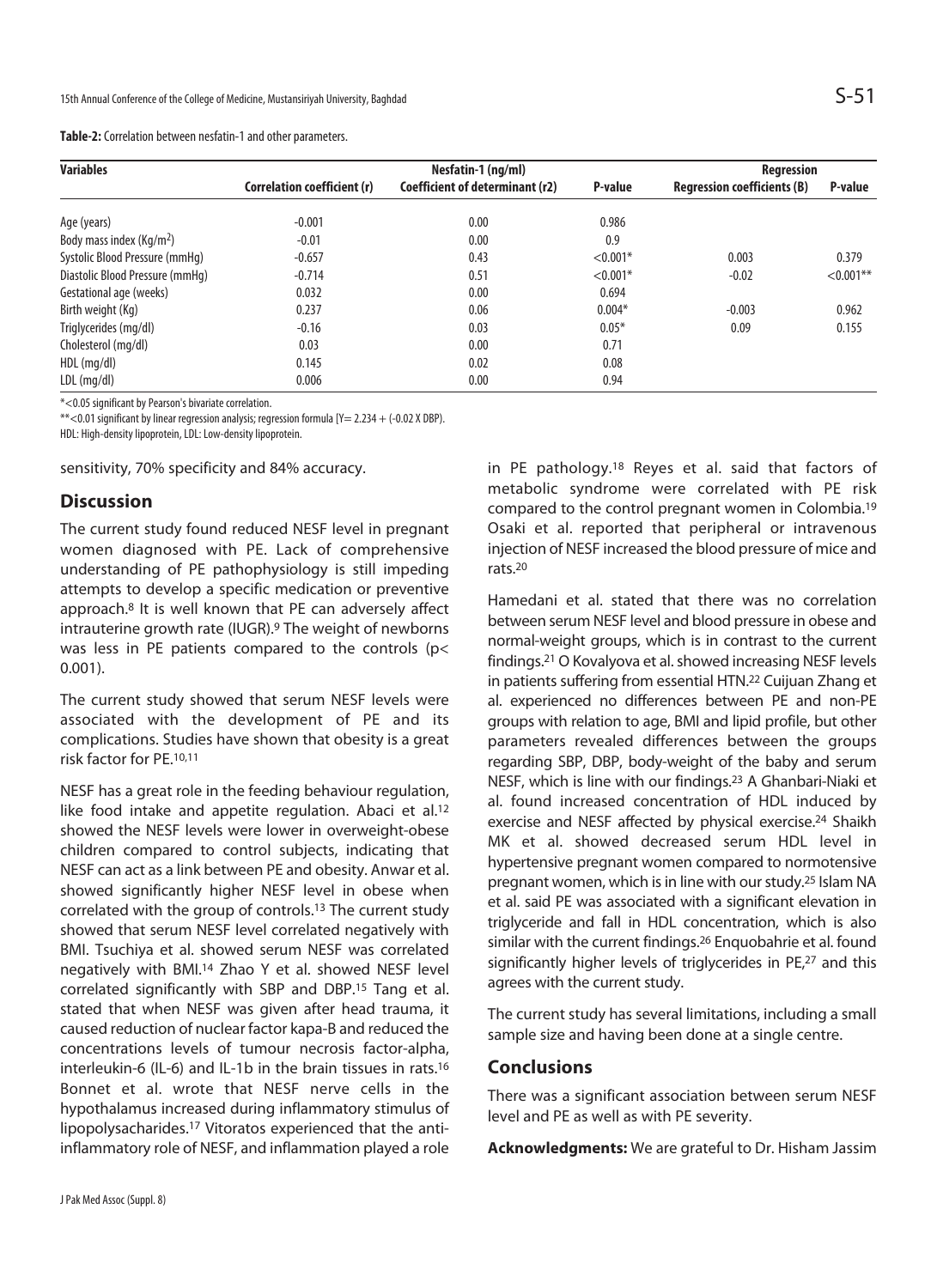**Table-2:** Correlation between nesfatin-1 and other parameters.

| Variables | Nesfatin-1 (ng/ml) | | | Regression | |
|---|---|---|---|---|---|
| | Correlation coefficient (r) | Coefficient of determinant (r2) | P-value | Regression coefficients (B) | P-value |
| Age (years) | -0.001 | 0.00 | 0.986 | | |
| Body mass index (Kg/m$^2$) | -0.01 | 0.00 | 0.9 | | |
| Systolic Blood Pressure (mmHg) | -0.657 | 0.43 | <0.001* | 0.003 | 0.379 |
| Diastolic Blood Pressure (mmHg) | -0.714 | 0.51 | <0.001* | -0.02 | <0.001** |
| Gestational age (weeks) | 0.032 | 0.00 | 0.694 | | |
| Birth weight (Kg) | 0.237 | 0.06 | 0.004* | -0.003 | 0.962 |
| Triglycerides (mg/dl) | -0.16 | 0.03 | 0.05* | 0.09 | 0.155 |
| Cholesterol (mg/dl) | 0.03 | 0.00 | 0.71 | | |
| HDL (mg/dl) | 0.145 | 0.02 | 0.08 | | |
| LDL (mg/dl) | 0.006 | 0.00 | 0.94 | | |

*<0.05 significant by Pearson's bivariate correlation.

**<0.01 significant by linear regression analysis; regression formula [Y= 2.234 + (-0.02 X DBP).

HDL: High-density lipoprotein, LDL: Low-density lipoprotein.

sensitivity, 70% specificity and 84% accuracy.

## Discussion

The current study found reduced NESF level in pregnant women diagnosed with PE. Lack of comprehensive understanding of PE pathophysiology is still impeding attempts to develop a specific medication or preventive approach.[8] It is well known that PE can adversely affect intrauterine growth rate (IUGR).[9] The weight of newborns was less in PE patients compared to the controls (p< 0.001).

The current study showed that serum NESF levels were associated with the development of PE and its complications. Studies have shown that obesity is a great risk factor for PE.[10,11]

NESF has a great role in the feeding behaviour regulation, like food intake and appetite regulation. Abaci et al.[12] showed the NESF levels were lower in overweight-obese children compared to control subjects, indicating that NESF can act as a link between PE and obesity. Anwar et al. showed significantly higher NESF level in obese when correlated with the group of controls.[13] The current study showed that serum NESF level correlated negatively with BMI. Tsuchiya et al. showed serum NESF was correlated negatively with BMI.[14] Zhao Y et al. showed NESF level correlated significantly with SBP and DBP.[15] Tang et al. stated that when NESF was given after head trauma, it caused reduction of nuclear factor kapa-B and reduced the concentrations levels of tumour necrosis factor-alpha, interleukin-6 (IL-6) and IL-1b in the brain tissues in rats.[16] Bonnet et al. wrote that NESF nerve cells in the hypothalamus increased during inflammatory stimulus of lipopolysacharides.[17] Vitoratos experienced that the anti-inflammatory role of NESF, and inflammation played a role in PE pathology.[18] Reyes et al. said that factors of metabolic syndrome were correlated with PE risk compared to the control pregnant women in Colombia.[19] Osaki et al. reported that peripheral or intravenous injection of NESF increased the blood pressure of mice and rats.[20]

Hamedani et al. stated that there was no correlation between serum NESF level and blood pressure in obese and normal-weight groups, which is in contrast to the current findings.[21] O Kovalyova et al. showed increasing NESF levels in patients suffering from essential HTN.[22] Cuijuan Zhang et al. experienced no differences between PE and non-PE groups with relation to age, BMI and lipid profile, but other parameters revealed differences between the groups regarding SBP, DBP, body-weight of the baby and serum NESF, which is line with our findings.[23] A Ghanbari-Niaki et al. found increased concentration of HDL induced by exercise and NESF affected by physical exercise.[24] Shaikh MK et al. showed decreased serum HDL level in hypertensive pregnant women compared to normotensive pregnant women, which is in line with our study.[25] Islam NA et al. said PE was associated with a significant elevation in triglyceride and fall in HDL concentration, which is also similar with the current findings.[26] Enquobahrie et al. found significantly higher levels of triglycerides in PE,[27] and this agrees with the current study.

The current study has several limitations, including a small sample size and having been done at a single centre.

## Conclusions

There was a significant association between serum NESF level and PE as well as with PE severity.

**Acknowledgments:** We are grateful to Dr. Hisham Jassim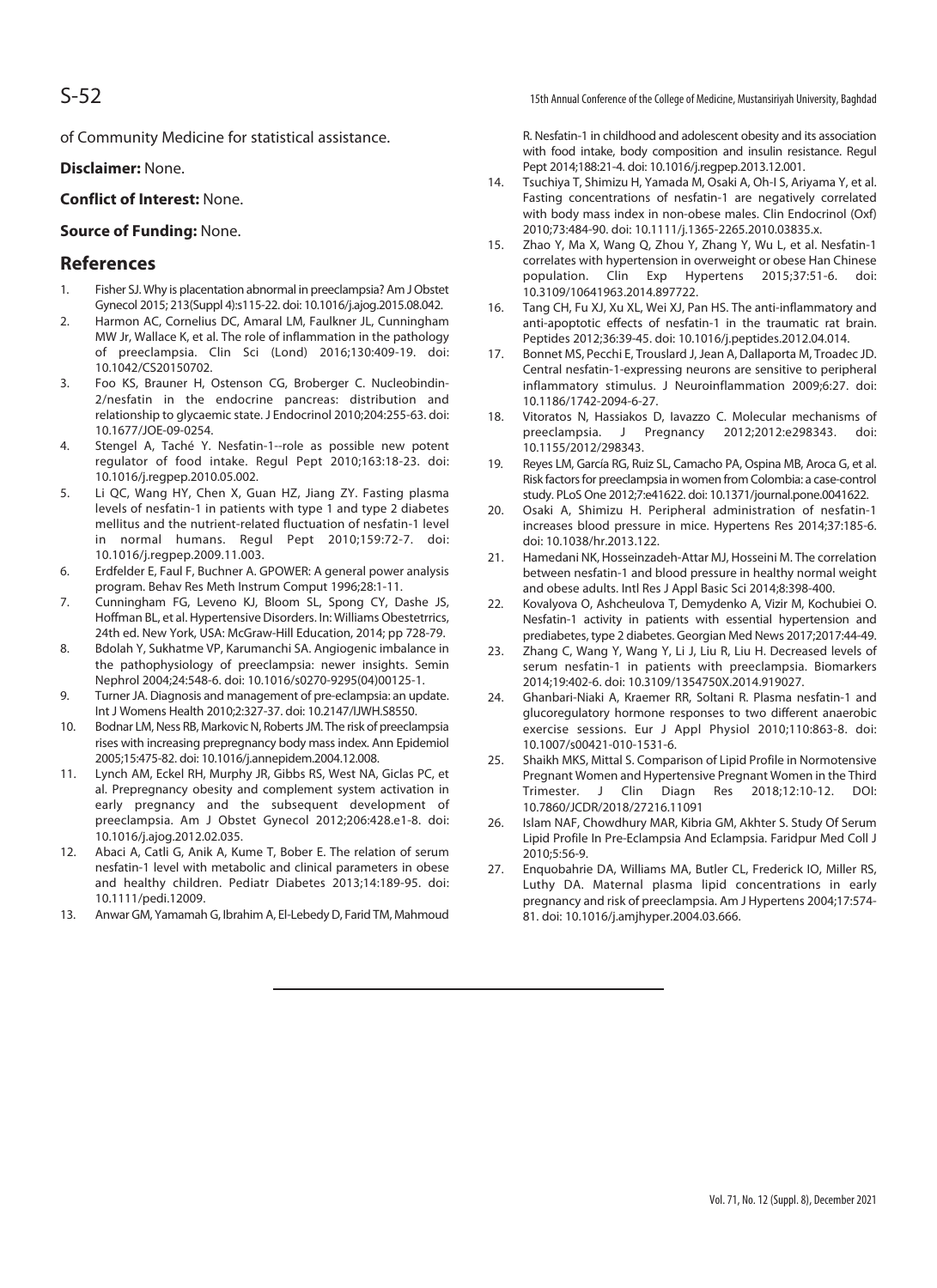of Community Medicine for statistical assistance.

**Disclaimer:** None.

**Conflict of Interest:** None.

**Source of Funding:** None.

## References

1. Fisher SJ. Why is placentation abnormal in preeclampsia? Am J Obstet Gynecol 2015; 213(Suppl 4):s115-22. doi: 10.1016/j.ajog.2015.08.042.
2. Harmon AC, Cornelius DC, Amaral LM, Faulkner JL, Cunningham MW Jr, Wallace K, et al. The role of inflammation in the pathology of preeclampsia. Clin Sci (Lond) 2016;130:409-19. doi: 10.1042/CS20150702.
3. Foo KS, Brauner H, Ostenson CG, Broberger C. Nucleobindin-2/nesfatin in the endocrine pancreas: distribution and relationship to glycaemic state. J Endocrinol 2010;204:255-63. doi: 10.1677/JOE-09-0254.
4. Stengel A, Taché Y. Nesfatin-1--role as possible new potent regulator of food intake. Regul Pept 2010;163:18-23. doi: 10.1016/j.regpep.2010.05.002.
5. Li QC, Wang HY, Chen X, Guan HZ, Jiang ZY. Fasting plasma levels of nesfatin-1 in patients with type 1 and type 2 diabetes mellitus and the nutrient-related fluctuation of nesfatin-1 level in normal humans. Regul Pept 2010;159:72-7. doi: 10.1016/j.regpep.2009.11.003.
6. Erdfelder E, Faul F, Buchner A. GPOWER: A general power analysis program. Behav Res Meth Instrum Comput 1996;28:1-11.
7. Cunningham FG, Leveno KJ, Bloom SL, Spong CY, Dashe JS, Hoffman BL, et al. Hypertensive Disorders. In: Williams Obestetrrics, 24th ed. New York, USA: McGraw-Hill Education, 2014; pp 728-79.
8. Bdolah Y, Sukhatme VP, Karumanchi SA. Angiogenic imbalance in the pathophysiology of preeclampsia: newer insights. Semin Nephrol 2004;24:548-6. doi: 10.1016/s0270-9295(04)00125-1.
9. Turner JA. Diagnosis and management of pre-eclampsia: an update. Int J Womens Health 2010;2:327-37. doi: 10.2147/IJWH.S8550.
10. Bodnar LM, Ness RB, Markovic N, Roberts JM. The risk of preeclampsia rises with increasing prepregnancy body mass index. Ann Epidemiol 2005;15:475-82. doi: 10.1016/j.annepidem.2004.12.008.
11. Lynch AM, Eckel RH, Murphy JR, Gibbs RS, West NA, Giclas PC, et al. Prepregnancy obesity and complement system activation in early pregnancy and the subsequent development of preeclampsia. Am J Obstet Gynecol 2012;206:428.e1-8. doi: 10.1016/j.ajog.2012.02.035.
12. Abaci A, Catli G, Anik A, Kume T, Bober E. The relation of serum nesfatin-1 level with metabolic and clinical parameters in obese and healthy children. Pediatr Diabetes 2013;14:189-95. doi: 10.1111/pedi.12009.
13. Anwar GM, Yamamah G, Ibrahim A, El-Lebedy D, Farid TM, Mahmoud R. Nesfatin-1 in childhood and adolescent obesity and its association with food intake, body composition and insulin resistance. Regul Pept 2014;188:21-4. doi: 10.1016/j.regpep.2013.12.001.
14. Tsuchiya T, Shimizu H, Yamada M, Osaki A, Oh-I S, Ariyama Y, et al. Fasting concentrations of nesfatin-1 are negatively correlated with body mass index in non-obese males. Clin Endocrinol (Oxf) 2010;73:484-90. doi: 10.1111/j.1365-2265.2010.03835.x.
15. Zhao Y, Ma X, Wang Q, Zhou Y, Zhang Y, Wu L, et al. Nesfatin-1 correlates with hypertension in overweight or obese Han Chinese population. Clin Exp Hypertens 2015;37:51-6. doi: 10.3109/10641963.2014.897722.
16. Tang CH, Fu XJ, Xu XL, Wei XJ, Pan HS. The anti-inflammatory and anti-apoptotic effects of nesfatin-1 in the traumatic rat brain. Peptides 2012;36:39-45. doi: 10.1016/j.peptides.2012.04.014.
17. Bonnet MS, Pecchi E, Trouslard J, Jean A, Dallaporta M, Troadec JD. Central nesfatin-1-expressing neurons are sensitive to peripheral inflammatory stimulus. J Neuroinflammation 2009;6:27. doi: 10.1186/1742-2094-6-27.
18. Vitoratos N, Hassiakos D, Iavazzo C. Molecular mechanisms of preeclampsia. J Pregnancy 2012;2012:e298343. doi: 10.1155/2012/298343.
19. Reyes LM, García RG, Ruiz SL, Camacho PA, Ospina MB, Aroca G, et al. Risk factors for preeclampsia in women from Colombia: a case-control study. PLoS One 2012;7:e41622. doi: 10.1371/journal.pone.0041622.
20. Osaki A, Shimizu H. Peripheral administration of nesfatin-1 increases blood pressure in mice. Hypertens Res 2014;37:185-6. doi: 10.1038/hr.2013.122.
21. Hamedani NK, Hosseinzadeh-Attar MJ, Hosseini M. The correlation between nesfatin-1 and blood pressure in healthy normal weight and obese adults. Intl Res J Appl Basic Sci 2014;8:398-400.
22. Kovalyova O, Ashcheulova T, Demydenko A, Vizir M, Kochubiei O. Nesfatin-1 activity in patients with essential hypertension and prediabetes, type 2 diabetes. Georgian Med News 2017;2017:44-49.
23. Zhang C, Wang Y, Wang Y, Li J, Liu R, Liu H. Decreased levels of serum nesfatin-1 in patients with preeclampsia. Biomarkers 2014;19:402-6. doi: 10.3109/1354750X.2014.919027.
24. Ghanbari-Niaki A, Kraemer RR, Soltani R. Plasma nesfatin-1 and glucoregulatory hormone responses to two different anaerobic exercise sessions. Eur J Appl Physiol 2010;110:863-8. doi: 10.1007/s00421-010-1531-6.
25. Shaikh MKS, Mittal S. Comparison of Lipid Profile in Normotensive Pregnant Women and Hypertensive Pregnant Women in the Third Trimester. J Clin Diagn Res 2018;12:10-12. DOI: 10.7860/JCDR/2018/27216.11091
26. Islam NAF, Chowdhury MAR, Kibria GM, Akhter S. Study Of Serum Lipid Profile In Pre-Eclampsia And Eclampsia. Faridpur Med Coll J 2010;5:56-9.
27. Enquobahrie DA, Williams MA, Butler CL, Frederick IO, Miller RS, Luthy DA. Maternal plasma lipid concentrations in early pregnancy and risk of preeclampsia. Am J Hypertens 2004;17:574-81. doi: 10.1016/j.amjhyper.2004.03.666.